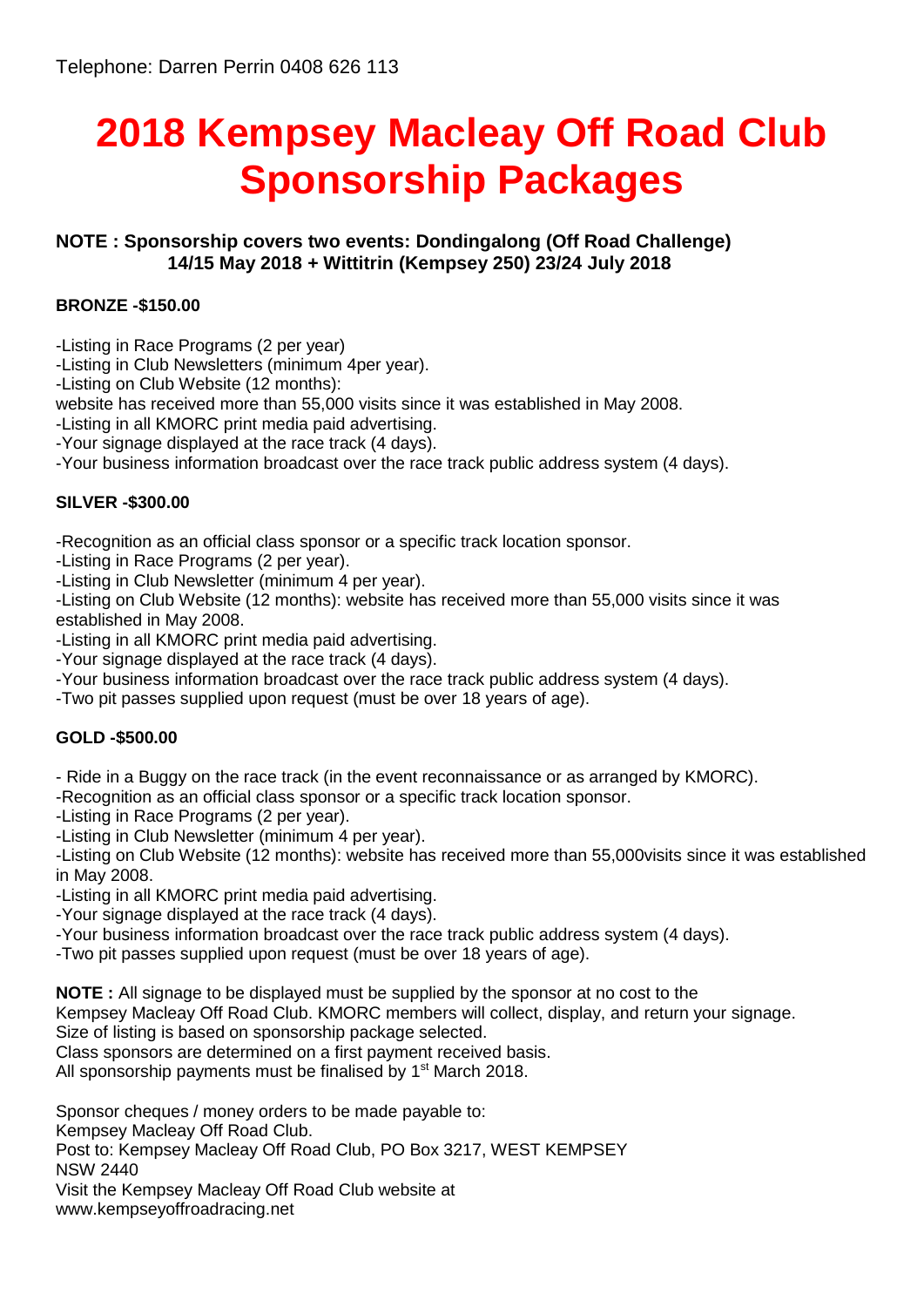Telephone: Darren Perrin 0408 626 113

# 2018 Kempsey Macleay Off Road Club Sponsorship Packages

**NOTE : Sponsorship covers two events: Dondingalong (Off Road Challenge) 14/15 May 2018 + Wittitrin (Kempsey 250) 23/24 July 2018**

**BRONZE -$150.00**

-Listing in Race Programs (2 per year)
-Listing in Club Newsletters (minimum 4per year).
-Listing on Club Website (12 months):
website has received more than 55,000 visits since it was established in May 2008.
-Listing in all KMORC print media paid advertising.
-Your signage displayed at the race track (4 days).
-Your business information broadcast over the race track public address system (4 days).

**SILVER -$300.00**

-Recognition as an official class sponsor or a specific track location sponsor.
-Listing in Race Programs (2 per year).
-Listing in Club Newsletter (minimum 4 per year).
-Listing on Club Website (12 months): website has received more than 55,000 visits since it was established in May 2008.
-Listing in all KMORC print media paid advertising.
-Your signage displayed at the race track (4 days).
-Your business information broadcast over the race track public address system (4 days).
-Two pit passes supplied upon request (must be over 18 years of age).

**GOLD -$500.00**

- Ride in a Buggy on the race track (in the event reconnaissance or as arranged by KMORC).
-Recognition as an official class sponsor or a specific track location sponsor.
-Listing in Race Programs (2 per year).
-Listing in Club Newsletter (minimum 4 per year).
-Listing on Club Website (12 months): website has received more than 55,000visits since it was established in May 2008.
-Listing in all KMORC print media paid advertising.
-Your signage displayed at the race track (4 days).
-Your business information broadcast over the race track public address system (4 days).
-Two pit passes supplied upon request (must be over 18 years of age).

**NOTE :** All signage to be displayed must be supplied by the sponsor at no cost to the Kempsey Macleay Off Road Club. KMORC members will collect, display, and return your signage.
Size of listing is based on sponsorship package selected.
Class sponsors are determined on a first payment received basis.
All sponsorship payments must be finalised by 1st March 2018.

Sponsor cheques / money orders to be made payable to:
Kempsey Macleay Off Road Club.
Post to: Kempsey Macleay Off Road Club, PO Box 3217, WEST KEMPSEY NSW 2440
Visit the Kempsey Macleay Off Road Club website at
www.kempseyoffroadracing.net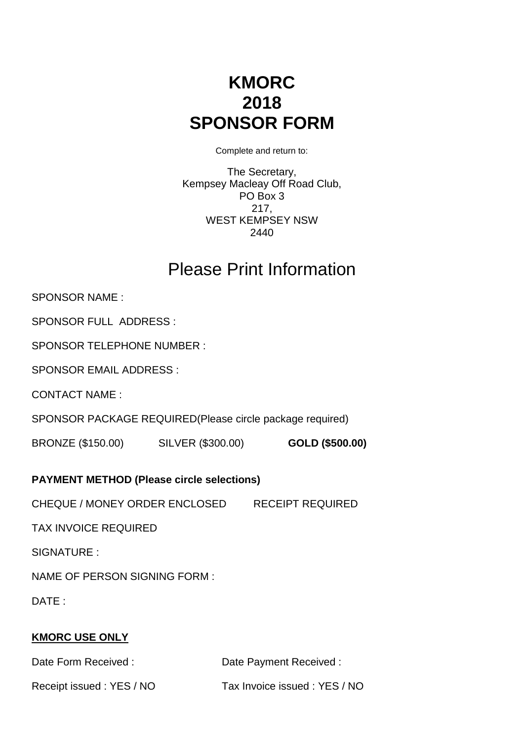# KMORC
# 2018
# SPONSOR FORM

Complete and return to:

The Secretary,
Kempsey Macleay Off Road Club,
PO Box 3
217,
WEST KEMPSEY NSW
2440

## Please Print Information

SPONSOR NAME :

SPONSOR FULL ADDRESS :

SPONSOR TELEPHONE NUMBER :

SPONSOR EMAIL ADDRESS :

CONTACT NAME :

SPONSOR PACKAGE REQUIRED(Please circle package required)

BRONZE ($150.00) SILVER ($300.00) **GOLD ($500.00)**

**PAYMENT METHOD (Please circle selections)**

CHEQUE / MONEY ORDER ENCLOSED RECEIPT REQUIRED

TAX INVOICE REQUIRED

SIGNATURE :

NAME OF PERSON SIGNING FORM :

DATE :

**<u>KMORC USE ONLY</u>**

Date Form Received : Date Payment Received :

Receipt issued : YES / NO Tax Invoice issued : YES / NO